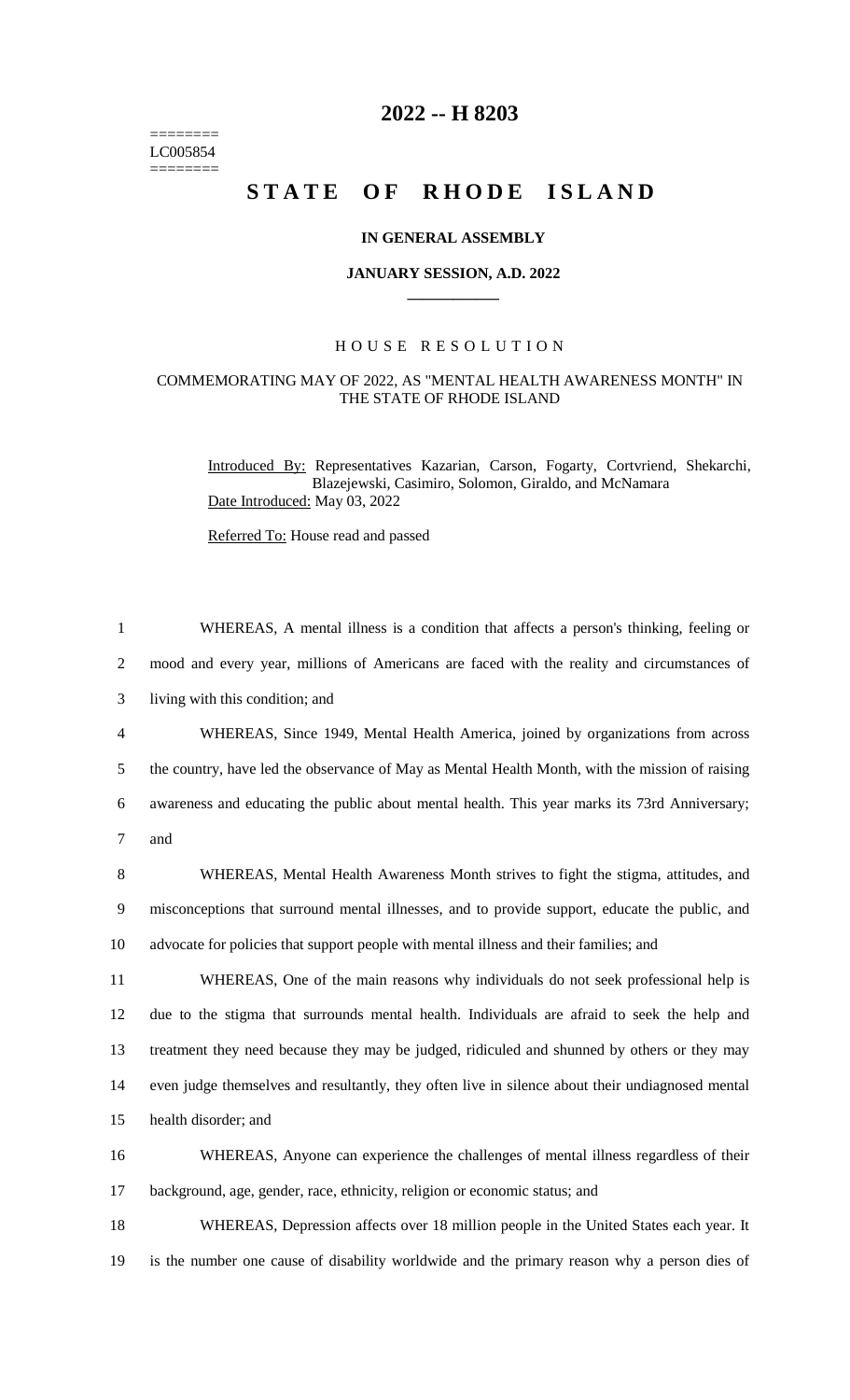========
LC005854
========

# 2022 -- H 8203

# STATE OF RHODE ISLAND

### IN GENERAL ASSEMBLY

### JANUARY SESSION, A.D. 2022

## HOUSE RESOLUTION

### COMMEMORATING MAY OF 2022, AS "MENTAL HEALTH AWARENESS MONTH" IN THE STATE OF RHODE ISLAND

Introduced By: Representatives Kazarian, Carson, Fogarty, Cortvriend, Shekarchi, Blazejewski, Casimiro, Solomon, Giraldo, and McNamara

Date Introduced: May 03, 2022

Referred To: House read and passed

1 WHEREAS, A mental illness is a condition that affects a person's thinking, feeling or
2 mood and every year, millions of Americans are faced with the reality and circumstances of
3 living with this condition; and
4 WHEREAS, Since 1949, Mental Health America, joined by organizations from across
5 the country, have led the observance of May as Mental Health Month, with the mission of raising
6 awareness and educating the public about mental health. This year marks its 73rd Anniversary;
7 and
8 WHEREAS, Mental Health Awareness Month strives to fight the stigma, attitudes, and
9 misconceptions that surround mental illnesses, and to provide support, educate the public, and
10 advocate for policies that support people with mental illness and their families; and
11 WHEREAS, One of the main reasons why individuals do not seek professional help is
12 due to the stigma that surrounds mental health. Individuals are afraid to seek the help and
13 treatment they need because they may be judged, ridiculed and shunned by others or they may
14 even judge themselves and resultantly, they often live in silence about their undiagnosed mental
15 health disorder; and
16 WHEREAS, Anyone can experience the challenges of mental illness regardless of their
17 background, age, gender, race, ethnicity, religion or economic status; and
18 WHEREAS, Depression affects over 18 million people in the United States each year. It
19 is the number one cause of disability worldwide and the primary reason why a person dies of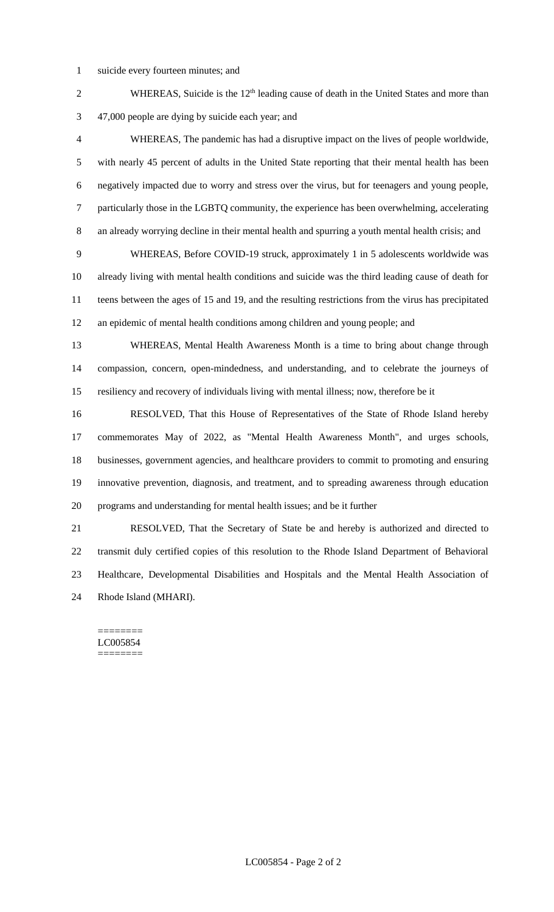suicide every fourteen minutes; and

WHEREAS, Suicide is the 12th leading cause of death in the United States and more than 47,000 people are dying by suicide each year; and

WHEREAS, The pandemic has had a disruptive impact on the lives of people worldwide, with nearly 45 percent of adults in the United State reporting that their mental health has been negatively impacted due to worry and stress over the virus, but for teenagers and young people, particularly those in the LGBTQ community, the experience has been overwhelming, accelerating an already worrying decline in their mental health and spurring a youth mental health crisis; and

WHEREAS, Before COVID-19 struck, approximately 1 in 5 adolescents worldwide was already living with mental health conditions and suicide was the third leading cause of death for teens between the ages of 15 and 19, and the resulting restrictions from the virus has precipitated an epidemic of mental health conditions among children and young people; and

WHEREAS, Mental Health Awareness Month is a time to bring about change through compassion, concern, open-mindedness, and understanding, and to celebrate the journeys of resiliency and recovery of individuals living with mental illness; now, therefore be it

RESOLVED, That this House of Representatives of the State of Rhode Island hereby commemorates May of 2022, as "Mental Health Awareness Month", and urges schools, businesses, government agencies, and healthcare providers to commit to promoting and ensuring innovative prevention, diagnosis, and treatment, and to spreading awareness through education programs and understanding for mental health issues; and be it further

RESOLVED, That the Secretary of State be and hereby is authorized and directed to transmit duly certified copies of this resolution to the Rhode Island Department of Behavioral Healthcare, Developmental Disabilities and Hospitals and the Mental Health Association of Rhode Island (MHARI).

========
LC005854
========